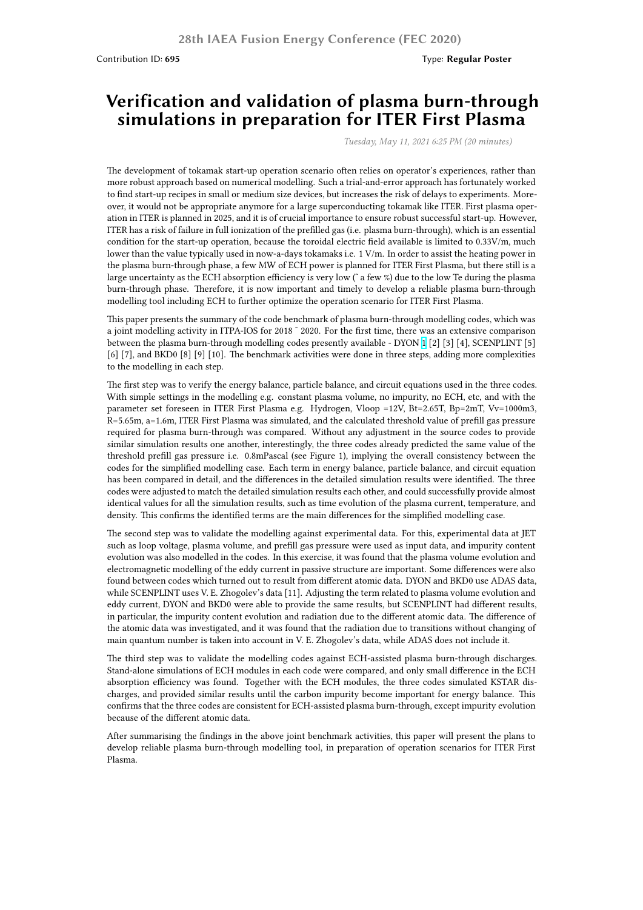28th IAEA Fusion Energy Conference (FEC 2020)

Contribution ID: **695** Type: **Regular Poster**

# Verification and validation of plasma burn-through simulations in preparation for ITER First Plasma

*Tuesday, May 11, 2021 6:25 PM (20 minutes)*

The development of tokamak start-up operation scenario often relies on operator's experiences, rather than more robust approach based on numerical modelling. Such a trial-and-error approach has fortunately worked to find start-up recipes in small or medium size devices, but increases the risk of delays to experiments. Moreover, it would not be appropriate anymore for a large superconducting tokamak like ITER. First plasma operation in ITER is planned in 2025, and it is of crucial importance to ensure robust successful start-up. However, ITER has a risk of failure in full ionization of the prefilled gas (i.e. plasma burn-through), which is an essential condition for the start-up operation, because the toroidal electric field available is limited to 0.33V/m, much lower than the value typically used in now-a-days tokamaks i.e. 1 V/m. In order to assist the heating power in the plasma burn-through phase, a few MW of ECH power is planned for ITER First Plasma, but there still is a large uncertainty as the ECH absorption efficiency is very low (~ a few %) due to the low Te during the plasma burn-through phase. Therefore, it is now important and timely to develop a reliable plasma burn-through modelling tool including ECH to further optimize the operation scenario for ITER First Plasma.

This paper presents the summary of the code benchmark of plasma burn-through modelling codes, which was a joint modelling activity in ITPA-IOS for 2018 ~ 2020. For the first time, there was an extensive comparison between the plasma burn-through modelling codes presently available - DYON [1] [2] [3] [4], SCENPLINT [5] [6] [7], and BKD0 [8] [9] [10]. The benchmark activities were done in three steps, adding more complexities to the modelling in each step.

The first step was to verify the energy balance, particle balance, and circuit equations used in the three codes. With simple settings in the modelling e.g. constant plasma volume, no impurity, no ECH, etc, and with the parameter set foreseen in ITER First Plasma e.g. Hydrogen, Vloop =12V, Bt=2.65T, Bp=2mT, Vv=1000m3, R=5.65m, a=1.6m, ITER First Plasma was simulated, and the calculated threshold value of prefill gas pressure required for plasma burn-through was compared. Without any adjustment in the source codes to provide similar simulation results one another, interestingly, the three codes already predicted the same value of the threshold prefill gas pressure i.e. 0.8mPascal (see Figure 1), implying the overall consistency between the codes for the simplified modelling case. Each term in energy balance, particle balance, and circuit equation has been compared in detail, and the differences in the detailed simulation results were identified. The three codes were adjusted to match the detailed simulation results each other, and could successfully provide almost identical values for all the simulation results, such as time evolution of the plasma current, temperature, and density. This confirms the identified terms are the main differences for the simplified modelling case.

The second step was to validate the modelling against experimental data. For this, experimental data at JET such as loop voltage, plasma volume, and prefill gas pressure were used as input data, and impurity content evolution was also modelled in the codes. In this exercise, it was found that the plasma volume evolution and electromagnetic modelling of the eddy current in passive structure are important. Some differences were also found between codes which turned out to result from different atomic data. DYON and BKD0 use ADAS data, while SCENPLINT uses V. E. Zhogolev's data [11]. Adjusting the term related to plasma volume evolution and eddy current, DYON and BKD0 were able to provide the same results, but SCENPLINT had different results, in particular, the impurity content evolution and radiation due to the different atomic data. The difference of the atomic data was investigated, and it was found that the radiation due to transitions without changing of main quantum number is taken into account in V. E. Zhogolev's data, while ADAS does not include it.

The third step was to validate the modelling codes against ECH-assisted plasma burn-through discharges. Stand-alone simulations of ECH modules in each code were compared, and only small difference in the ECH absorption efficiency was found. Together with the ECH modules, the three codes simulated KSTAR discharges, and provided similar results until the carbon impurity become important for energy balance. This confirms that the three codes are consistent for ECH-assisted plasma burn-through, except impurity evolution because of the different atomic data.

After summarising the findings in the above joint benchmark activities, this paper will present the plans to develop reliable plasma burn-through modelling tool, in preparation of operation scenarios for ITER First Plasma.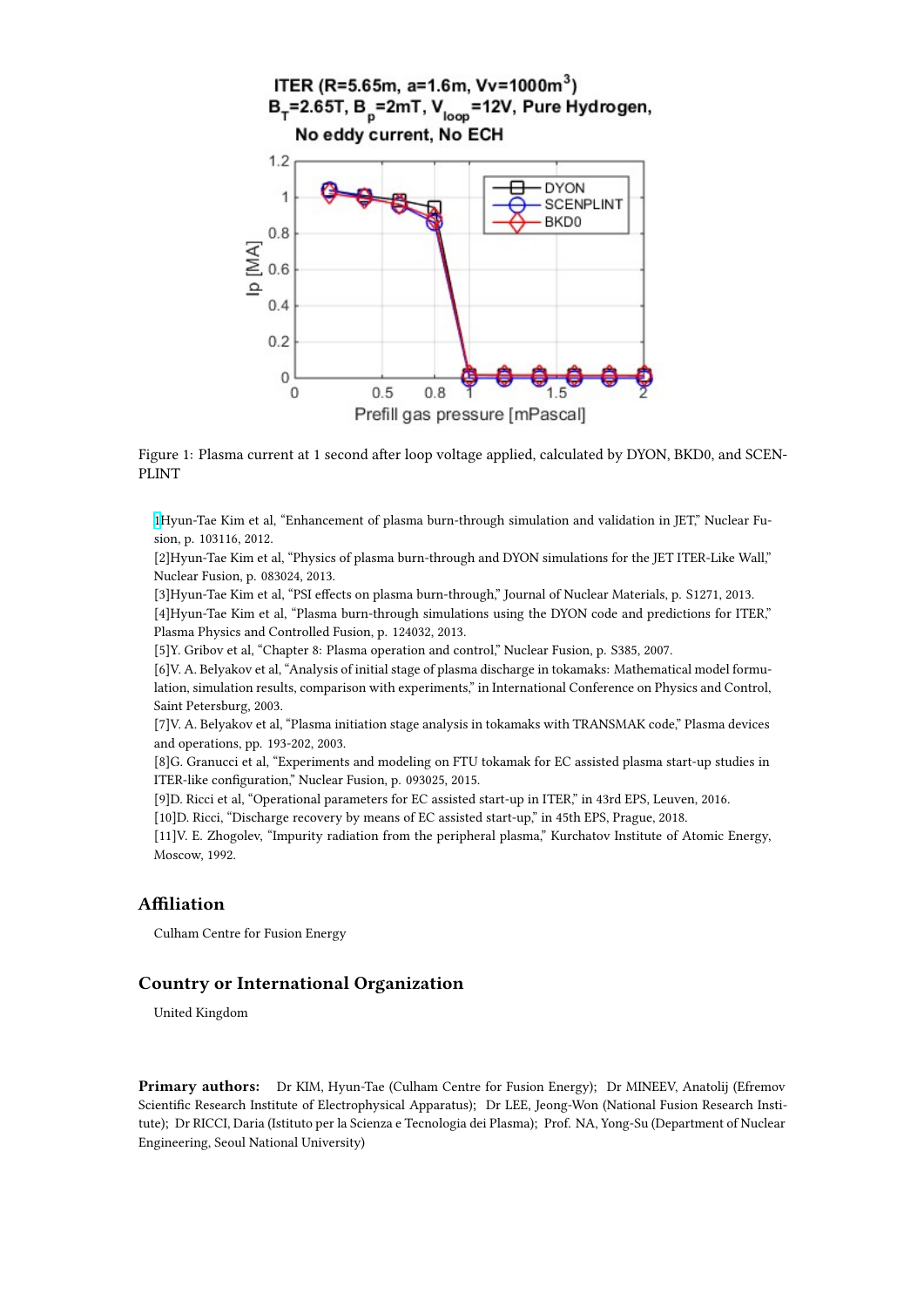Figure 1: Plasma current at 1 second after loop voltage applied, calculated by DYON, BKD0, and SCENPLINT

[1]Hyun-Tae Kim et al, "Enhancement of plasma burn-through simulation and validation in JET," Nuclear Fusion, p. 103116, 2012.
[2]Hyun-Tae Kim et al, "Physics of plasma burn-through and DYON simulations for the JET ITER-Like Wall," Nuclear Fusion, p. 083024, 2013.
[3]Hyun-Tae Kim et al, "PSI effects on plasma burn-through," Journal of Nuclear Materials, p. S1271, 2013.
[4]Hyun-Tae Kim et al, "Plasma burn-through simulations using the DYON code and predictions for ITER," Plasma Physics and Controlled Fusion, p. 124032, 2013.
[5]Y. Gribov et al, "Chapter 8: Plasma operation and control," Nuclear Fusion, p. S385, 2007.
[6]V. A. Belyakov et al, "Analysis of initial stage of plasma discharge in tokamaks: Mathematical model formulation, simulation results, comparison with experiments," in International Conference on Physics and Control, Saint Petersburg, 2003.
[7]V. A. Belyakov et al, "Plasma initiation stage analysis in tokamaks with TRANSMAK code," Plasma devices and operations, pp. 193-202, 2003.
[8]G. Granucci et al, "Experiments and modeling on FTU tokamak for EC assisted plasma start-up studies in ITER-like configuration," Nuclear Fusion, p. 093025, 2015.
[9]D. Ricci et al, "Operational parameters for EC assisted start-up in ITER," in 43rd EPS, Leuven, 2016.
[10]D. Ricci, "Discharge recovery by means of EC assisted start-up," in 45th EPS, Prague, 2018.
[11]V. E. Zhogolev, "Impurity radiation from the peripheral plasma," Kurchatov Institute of Atomic Energy, Moscow, 1992.

## Affiliation

Culham Centre for Fusion Energy

## Country or International Organization

United Kingdom

**Primary authors:** Dr KIM, Hyun-Tae (Culham Centre for Fusion Energy); Dr MINEEV, Anatolij (Efremov Scientific Research Institute of Electrophysical Apparatus); Dr LEE, Jeong-Won (National Fusion Research Institute); Dr RICCI, Daria (Istituto per la Scienza e Tecnologia dei Plasma); Prof. NA, Yong-Su (Department of Nuclear Engineering, Seoul National University)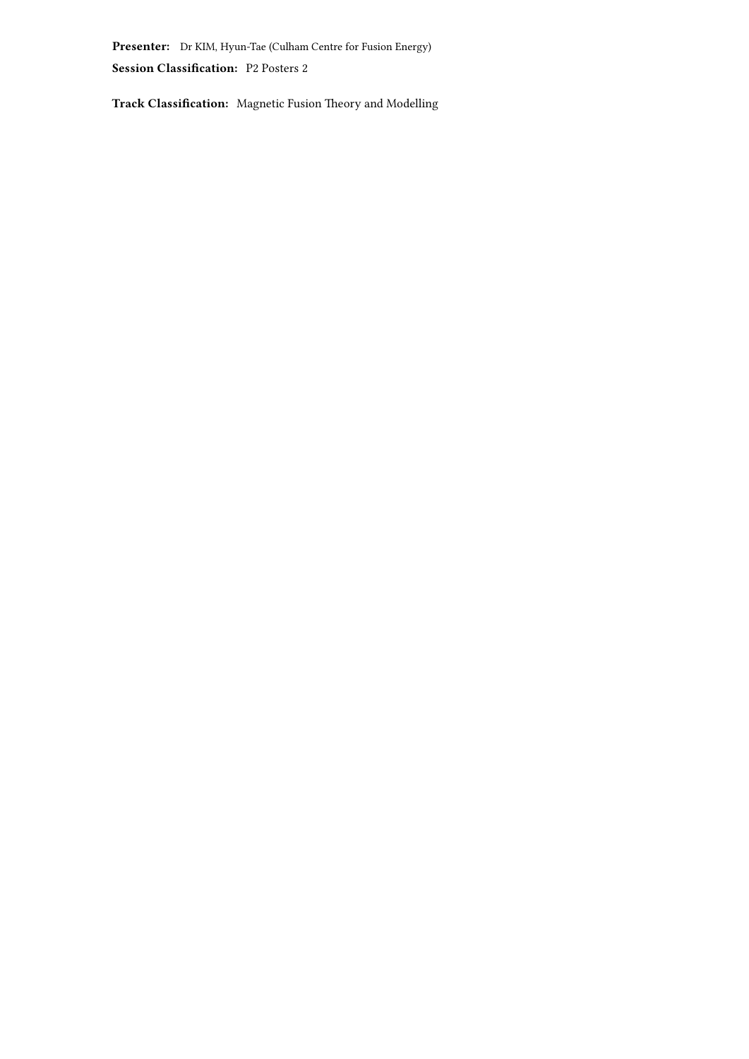**Presenter:** Dr KIM, Hyun-Tae (Culham Centre for Fusion Energy)

**Session Classification:** P2 Posters 2

**Track Classification:** Magnetic Fusion Theory and Modelling